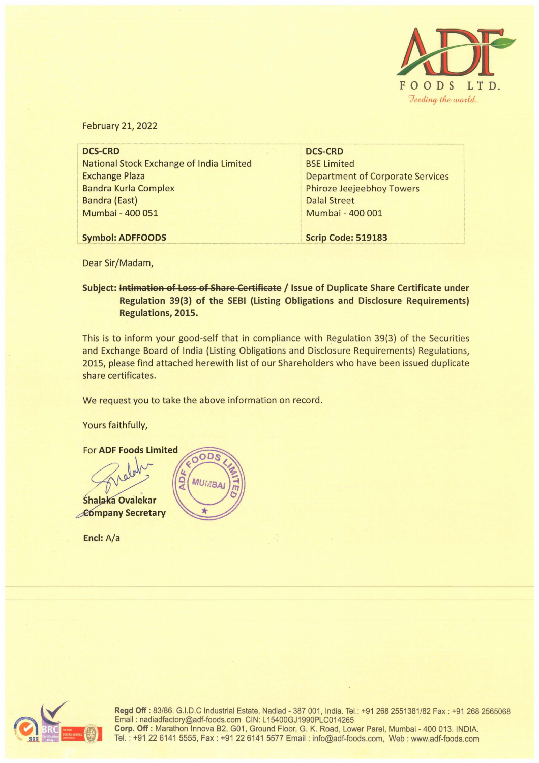ADF FOODS LTD.
*Feeding the world..*

February 21, 2022

| DCS-CRD | DCS-CRD |
|---|---|
| National Stock Exchange of India Limited | BSE Limited |
| Exchange Plaza | Department of Corporate Services |
| Bandra Kurla Complex | Phiroze Jeejeebhoy Towers |
| Bandra (East) | Dalal Street |
| Mumbai - 400 051 | Mumbai - 400 001 |
| **Symbol: ADFFOODS** | **Scrip Code: 519183** |

Dear Sir/Madam,

**Subject: ~~Intimation of Loss of Share Certificate~~ / Issue of Duplicate Share Certificate under Regulation 39(3) of the SEBI (Listing Obligations and Disclosure Requirements) Regulations, 2015.**

This is to inform your good-self that in compliance with Regulation 39(3) of the Securities and Exchange Board of India (Listing Obligations and Disclosure Requirements) Regulations, 2015, please find attached herewith list of our Shareholders who have been issued duplicate share certificates.

We request you to take the above information on record.

Yours faithfully,

For **ADF Foods Limited**

**Shalaka Ovalekar**
**Company Secretary**

**Encl:** A/a

**Regd Off :** 83/86, G.I.D.C Industrial Estate, Nadiad - 387 001, India. Tel.: +91 268 2551381/82 Fax : +91 268 2565068
Email : nadiadfactory@adf-foods.com CIN: L15400GJ1990PLC014265
**Corp. Off :** Marathon Innova B2, G01, Ground Floor, G. K. Road, Lower Parel, Mumbai - 400 013. INDIA.
Tel. : +91 22 6141 5555, Fax : +91 22 6141 5577 Email : info@adf-foods.com, Web : www.adf-foods.com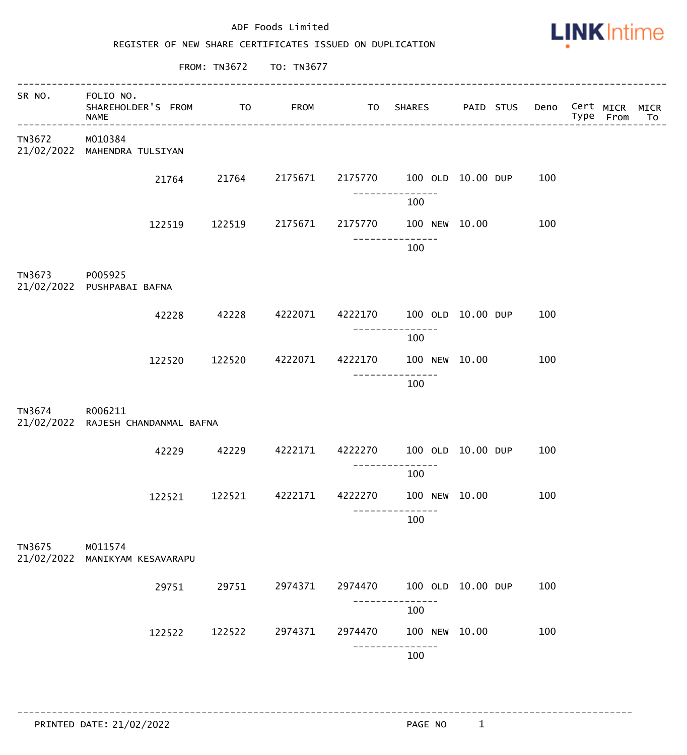ADF Foods Limited

REGISTER OF NEW SHARE CERTIFICATES ISSUED ON DUPLICATION

FROM: TN3672 TO: TN3677

| SR NO. | FOLIO NO. / SHAREHOLDER'S NAME | FROM | TO | FROM | TO | SHARES | | PAID | STUS | Deno | Cert Type | MICR From | MICR To |
|---|---|---|---|---|---|---|---|---|---|---|---|---|---|
| TN3672 21/02/2022 | M010384 MAHENDRA TULSIYAN | | | | | | | | | | | | |
| | | 21764 | 21764 | 2175671 | 2175770 | 100 | OLD | 10.00 | DUP | 100 | | | |
| | | | | | | 100 | | | | | | | |
| | | 122519 | 122519 | 2175671 | 2175770 | 100 | NEW | 10.00 | | 100 | | | |
| | | | | | | 100 | | | | | | | |
| TN3673 21/02/2022 | P005925 PUSHPABAI BAFNA | | | | | | | | | | | | |
| | | 42228 | 42228 | 4222071 | 4222170 | 100 | OLD | 10.00 | DUP | 100 | | | |
| | | | | | | 100 | | | | | | | |
| | | 122520 | 122520 | 4222071 | 4222170 | 100 | NEW | 10.00 | | 100 | | | |
| | | | | | | 100 | | | | | | | |
| TN3674 21/02/2022 | R006211 RAJESH CHANDANMAL BAFNA | | | | | | | | | | | | |
| | | 42229 | 42229 | 4222171 | 4222270 | 100 | OLD | 10.00 | DUP | 100 | | | |
| | | | | | | 100 | | | | | | | |
| | | 122521 | 122521 | 4222171 | 4222270 | 100 | NEW | 10.00 | | 100 | | | |
| | | | | | | 100 | | | | | | | |
| TN3675 21/02/2022 | M011574 MANIKYAM KESAVARAPU | | | | | | | | | | | | |
| | | 29751 | 29751 | 2974371 | 2974470 | 100 | OLD | 10.00 | DUP | 100 | | | |
| | | | | | | 100 | | | | | | | |
| | | 122522 | 122522 | 2974371 | 2974470 | 100 | NEW | 10.00 | | 100 | | | |
| | | | | | | 100 | | | | | | | |

PRINTED DATE: 21/02/2022 PAGE NO 1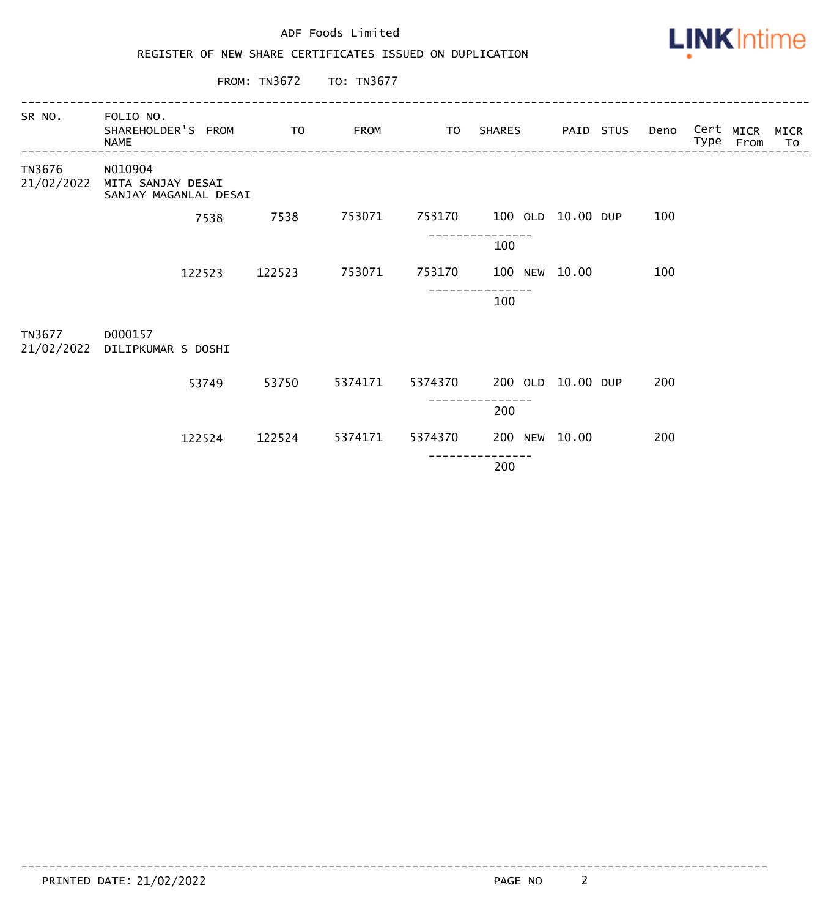ADF Foods Limited

REGISTER OF NEW SHARE CERTIFICATES ISSUED ON DUPLICATION

FROM: TN3672 TO: TN3677

| SR NO. | FOLIO NO. SHAREHOLDER'S NAME | FROM | TO | FROM | TO | SHARES | | PAID | STUS | Deno | Cert Type | MICR From | MICR To |
|---|---|---|---|---|---|---|---|---|---|---|---|---|---|
| TN3676 21/02/2022 | N010904 MITA SANJAY DESAI SANJAY MAGANLAL DESAI | | | | | | | | | | | | |
| | | 7538 | 7538 | 753071 | 753170 | 100 | OLD | 10.00 | DUP | 100 | | | |
| | | | | | | 100 | | | | | | | |
| | | 122523 | 122523 | 753071 | 753170 | 100 | NEW | 10.00 | | 100 | | | |
| | | | | | | 100 | | | | | | | |
| TN3677 21/02/2022 | D000157 DILIPKUMAR S DOSHI | | | | | | | | | | | | |
| | | 53749 | 53750 | 5374171 | 5374370 | 200 | OLD | 10.00 | DUP | 200 | | | |
| | | | | | | 200 | | | | | | | |
| | | 122524 | 122524 | 5374171 | 5374370 | 200 | NEW | 10.00 | | 200 | | | |
| | | | | | | 200 | | | | | | | |

PRINTED DATE: 21/02/2022